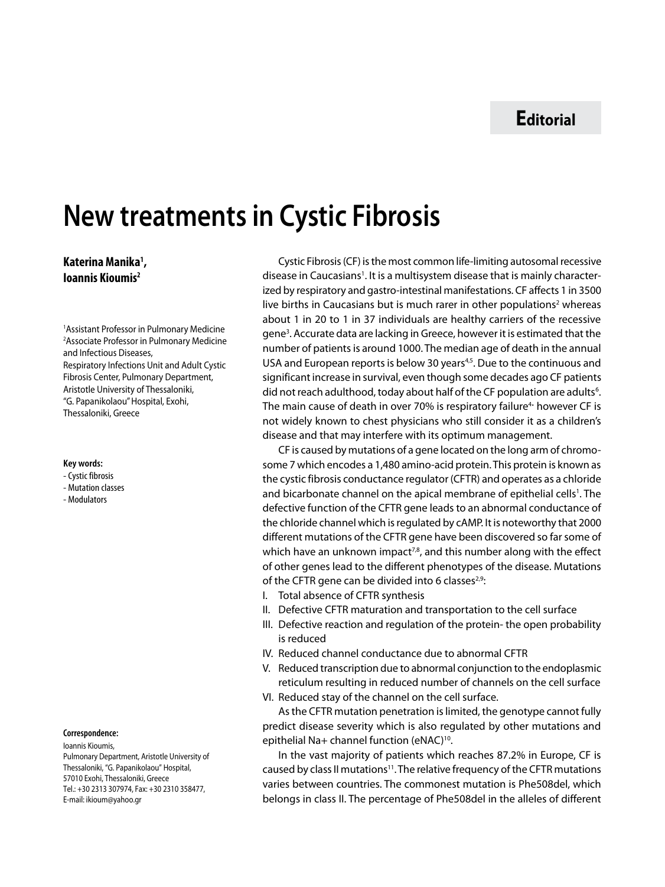**Editorial**

# New treatments in Cystic Fibrosis

**Katerina Manika[1], Ioannis Kioumis[2]**

[1]Assistant Professor in Pulmonary Medicine
[2]Associate Professor in Pulmonary Medicine and Infectious Diseases,
Respiratory Infections Unit and Adult Cystic Fibrosis Center, Pulmonary Department, Aristotle University of Thessaloniki, "G. Papanikolaou" Hospital, Exohi, Thessaloniki, Greece

**Key words:**
- Cystic fibrosis
- Mutation classes
- Modulators

**Correspondence:**
Ioannis Kioumis,
Pulmonary Department, Aristotle University of Thessaloniki, "G. Papanikolaou" Hospital, 57010 Exohi, Thessaloniki, Greece
Tel.: +30 2313 307974, Fax: +30 2310 358477,
E-mail: ikioum@yahoo.gr

Cystic Fibrosis (CF) is the most common life-limiting autosomal recessive disease in Caucasians[1]. It is a multisystem disease that is mainly characterized by respiratory and gastro-intestinal manifestations. CF affects 1 in 3500 live births in Caucasians but is much rarer in other populations[2] whereas about 1 in 20 to 1 in 37 individuals are healthy carriers of the recessive gene[3]. Accurate data are lacking in Greece, however it is estimated that the number of patients is around 1000. The median age of death in the annual USA and European reports is below 30 years[4,5]. Due to the continuous and significant increase in survival, even though some decades ago CF patients did not reach adulthood, today about half of the CF population are adults[6]. The main cause of death in over 70% is respiratory failure[4], however CF is not widely known to chest physicians who still consider it as a children's disease and that may interfere with its optimum management.

CF is caused by mutations of a gene located on the long arm of chromosome 7 which encodes a 1,480 amino-acid protein. This protein is known as the cystic fibrosis conductance regulator (CFTR) and operates as a chloride and bicarbonate channel on the apical membrane of epithelial cells[1]. The defective function of the CFTR gene leads to an abnormal conductance of the chloride channel which is regulated by cAMP. It is noteworthy that 2000 different mutations of the CFTR gene have been discovered so far some of which have an unknown impact[7,8], and this number along with the effect of other genes lead to the different phenotypes of the disease. Mutations of the CFTR gene can be divided into 6 classes[2,9]:

I. Total absence of CFTR synthesis
II. Defective CFTR maturation and transportation to the cell surface
III. Defective reaction and regulation of the protein- the open probability is reduced
IV. Reduced channel conductance due to abnormal CFTR
V. Reduced transcription due to abnormal conjunction to the endoplasmic reticulum resulting in reduced number of channels on the cell surface
VI. Reduced stay of the channel on the cell surface.

As the CFTR mutation penetration is limited, the genotype cannot fully predict disease severity which is also regulated by other mutations and epithelial Na+ channel function (eNAC)[10].

In the vast majority of patients which reaches 87.2% in Europe, CF is caused by class II mutations[11]. The relative frequency of the CFTR mutations varies between countries. The commonest mutation is Phe508del, which belongs in class II. The percentage of Phe508del in the alleles of different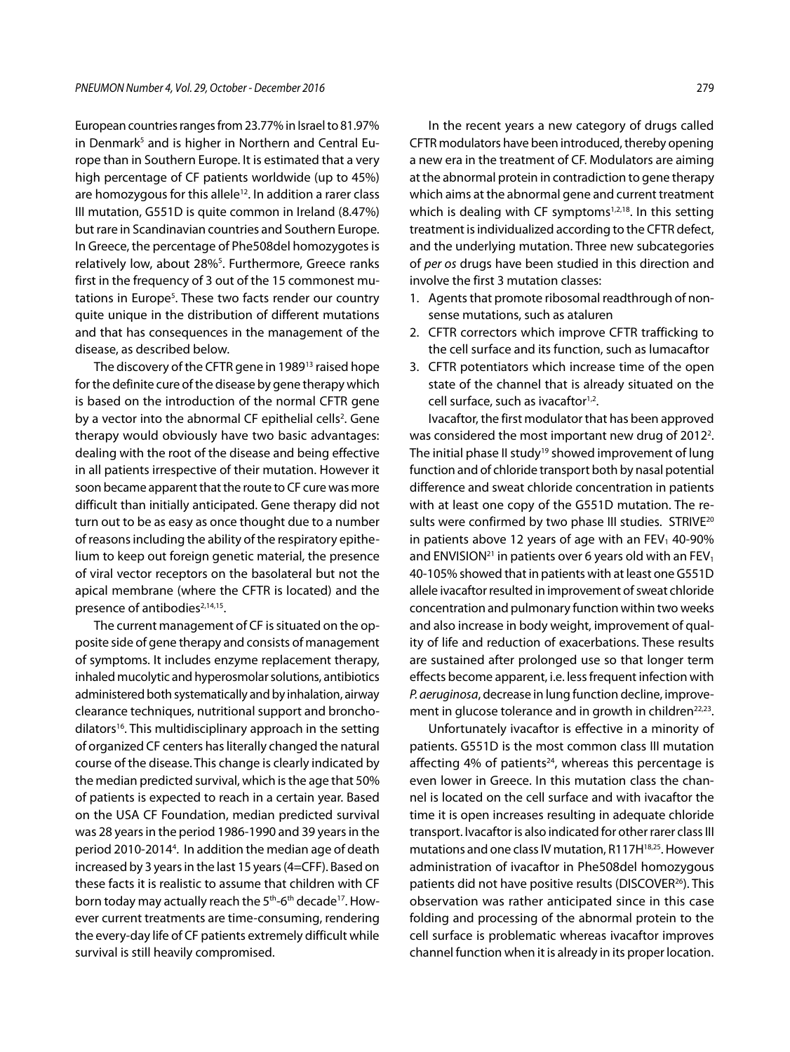European countries ranges from 23.77% in Israel to 81.97% in Denmark[5] and is higher in Northern and Central Europe than in Southern Europe. It is estimated that a very high percentage of CF patients worldwide (up to 45%) are homozygous for this allele[12]. In addition a rarer class III mutation, G551D is quite common in Ireland (8.47%) but rare in Scandinavian countries and Southern Europe. In Greece, the percentage of Phe508del homozygotes is relatively low, about 28%[5]. Furthermore, Greece ranks first in the frequency of 3 out of the 15 commonest mutations in Europe[5]. These two facts render our country quite unique in the distribution of different mutations and that has consequences in the management of the disease, as described below.

The discovery of the CFTR gene in 1989[13] raised hope for the definite cure of the disease by gene therapy which is based on the introduction of the normal CFTR gene by a vector into the abnormal CF epithelial cells[2]. Gene therapy would obviously have two basic advantages: dealing with the root of the disease and being effective in all patients irrespective of their mutation. However it soon became apparent that the route to CF cure was more difficult than initially anticipated. Gene therapy did not turn out to be as easy as once thought due to a number of reasons including the ability of the respiratory epithelium to keep out foreign genetic material, the presence of viral vector receptors on the basolateral but not the apical membrane (where the CFTR is located) and the presence of antibodies[2,14,15].

The current management of CF is situated on the opposite side of gene therapy and consists of management of symptoms. It includes enzyme replacement therapy, inhaled mucolytic and hyperosmolar solutions, antibiotics administered both systematically and by inhalation, airway clearance techniques, nutritional support and bronchodilators[16]. This multidisciplinary approach in the setting of organized CF centers has literally changed the natural course of the disease. This change is clearly indicated by the median predicted survival, which is the age that 50% of patients is expected to reach in a certain year. Based on the USA CF Foundation, median predicted survival was 28 years in the period 1986-1990 and 39 years in the period 2010-2014[4]. In addition the median age of death increased by 3 years in the last 15 years (4=CFF). Based on these facts it is realistic to assume that children with CF born today may actually reach the 5th-6th decade[17]. However current treatments are time-consuming, rendering the every-day life of CF patients extremely difficult while survival is still heavily compromised.

In the recent years a new category of drugs called CFTR modulators have been introduced, thereby opening a new era in the treatment of CF. Modulators are aiming at the abnormal protein in contradiction to gene therapy which aims at the abnormal gene and current treatment which is dealing with CF symptoms[1,2,18]. In this setting treatment is individualized according to the CFTR defect, and the underlying mutation. Three new subcategories of *per os* drugs have been studied in this direction and involve the first 3 mutation classes:

1. Agents that promote ribosomal readthrough of nonsense mutations, such as ataluren
2. CFTR correctors which improve CFTR trafficking to the cell surface and its function, such as lumacaftor
3. CFTR potentiators which increase time of the open state of the channel that is already situated on the cell surface, such as ivacaftor[1,2].

Ivacaftor, the first modulator that has been approved was considered the most important new drug of 2012[2]. The initial phase II study[19] showed improvement of lung function and of chloride transport both by nasal potential difference and sweat chloride concentration in patients with at least one copy of the G551D mutation. The results were confirmed by two phase III studies. STRIVE[20] in patients above 12 years of age with an $FEV_1$ 40-90% and ENVISION[21] in patients over 6 years old with an $FEV_1$ 40-105% showed that in patients with at least one G551D allele ivacaftor resulted in improvement of sweat chloride concentration and pulmonary function within two weeks and also increase in body weight, improvement of quality of life and reduction of exacerbations. These results are sustained after prolonged use so that longer term effects become apparent, i.e. less frequent infection with *P. aeruginosa*, decrease in lung function decline, improvement in glucose tolerance and in growth in children[22,23].

Unfortunately ivacaftor is effective in a minority of patients. G551D is the most common class III mutation affecting 4% of patients[24], whereas this percentage is even lower in Greece. In this mutation class the channel is located on the cell surface and with ivacaftor the time it is open increases resulting in adequate chloride transport. Ivacaftor is also indicated for other rarer class III mutations and one class IV mutation, R117H[18,25]. However administration of ivacaftor in Phe508del homozygous patients did not have positive results (DISCOVER[26]). This observation was rather anticipated since in this case folding and processing of the abnormal protein to the cell surface is problematic whereas ivacaftor improves channel function when it is already in its proper location.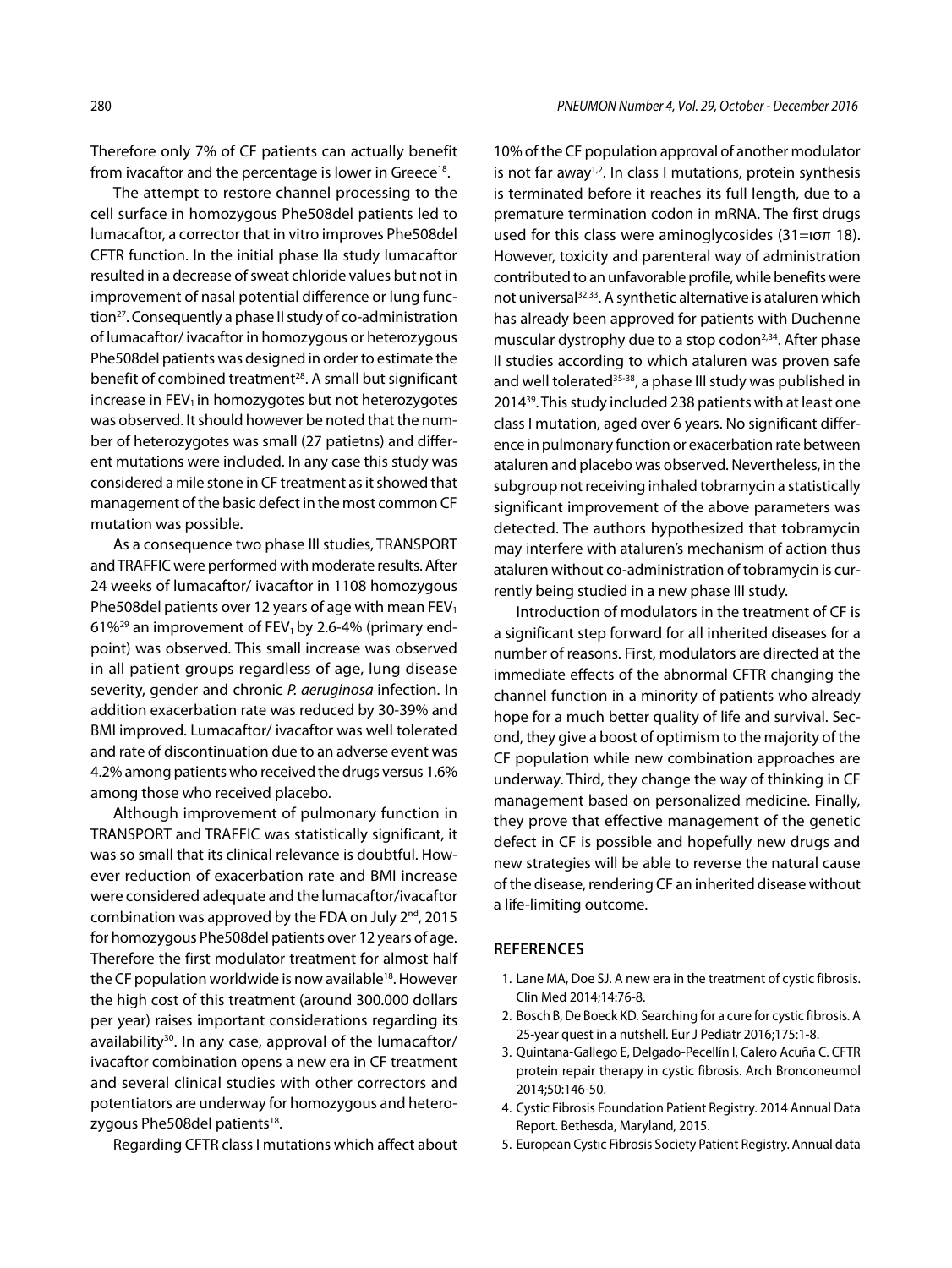Therefore only 7% of CF patients can actually benefit from ivacaftor and the percentage is lower in Greece[18].

The attempt to restore channel processing to the cell surface in homozygous Phe508del patients led to lumacaftor, a corrector that in vitro improves Phe508del CFTR function. In the initial phase IIa study lumacaftor resulted in a decrease of sweat chloride values but not in improvement of nasal potential difference or lung function[27]. Consequently a phase II study of co-administration of lumacaftor/ ivacaftor in homozygous or heterozygous Phe508del patients was designed in order to estimate the benefit of combined treatment[28]. A small but significant increase in $FEV_1$ in homozygotes but not heterozygotes was observed. It should however be noted that the number of heterozygotes was small (27 patietns) and different mutations were included. In any case this study was considered a mile stone in CF treatment as it showed that management of the basic defect in the most common CF mutation was possible.

As a consequence two phase III studies, TRANSPORT and TRAFFIC were performed with moderate results. After 24 weeks of lumacaftor/ ivacaftor in 1108 homozygous Phe508del patients over 12 years of age with mean $FEV_1$ 61%[29] an improvement of $FEV_1$ by 2.6-4% (primary endpoint) was observed. This small increase was observed in all patient groups regardless of age, lung disease severity, gender and chronic *P. aeruginosa* infection. In addition exacerbation rate was reduced by 30-39% and BMI improved. Lumacaftor/ ivacaftor was well tolerated and rate of discontinuation due to an adverse event was 4.2% among patients who received the drugs versus 1.6% among those who received placebo.

Although improvement of pulmonary function in TRANSPORT and TRAFFIC was statistically significant, it was so small that its clinical relevance is doubtful. However reduction of exacerbation rate and BMI increase were considered adequate and the lumacaftor/ivacaftor combination was approved by the FDA on July 2nd, 2015 for homozygous Phe508del patients over 12 years of age. Therefore the first modulator treatment for almost half the CF population worldwide is now available[18]. However the high cost of this treatment (around 300.000 dollars per year) raises important considerations regarding its availability[30]. In any case, approval of the lumacaftor/ ivacaftor combination opens a new era in CF treatment and several clinical studies with other correctors and potentiators are underway for homozygous and heterozygous Phe508del patients[18].

Regarding CFTR class I mutations which affect about 10% of the CF population approval of another modulator is not far away[1,2]. In class I mutations, protein synthesis is terminated before it reaches its full length, due to a premature termination codon in mRNA. The first drugs used for this class were aminoglycosides (31=ισπ 18). However, toxicity and parenteral way of administration contributed to an unfavorable profile, while benefits were not universal[32,33]. A synthetic alternative is ataluren which has already been approved for patients with Duchenne muscular dystrophy due to a stop codon[2,34]. After phase II studies according to which ataluren was proven safe and well tolerated[35-38], a phase III study was published in 2014[39]. This study included 238 patients with at least one class I mutation, aged over 6 years. No significant difference in pulmonary function or exacerbation rate between ataluren and placebo was observed. Nevertheless, in the subgroup not receiving inhaled tobramycin a statistically significant improvement of the above parameters was detected. The authors hypothesized that tobramycin may interfere with ataluren's mechanism of action thus ataluren without co-administration of tobramycin is currently being studied in a new phase III study.

Introduction of modulators in the treatment of CF is a significant step forward for all inherited diseases for a number of reasons. First, modulators are directed at the immediate effects of the abnormal CFTR changing the channel function in a minority of patients who already hope for a much better quality of life and survival. Second, they give a boost of optimism to the majority of the CF population while new combination approaches are underway. Third, they change the way of thinking in CF management based on personalized medicine. Finally, they prove that effective management of the genetic defect in CF is possible and hopefully new drugs and new strategies will be able to reverse the natural cause of the disease, rendering CF an inherited disease without a life-limiting outcome.

## REFERENCES

1. Lane MA, Doe SJ. A new era in the treatment of cystic fibrosis. Clin Med 2014;14:76-8.
2. Bosch B, De Boeck KD. Searching for a cure for cystic fibrosis. A 25-year quest in a nutshell. Eur J Pediatr 2016;175:1-8.
3. Quintana-Gallego E, Delgado-Pecellín I, Calero Acuña C. CFTR protein repair therapy in cystic fibrosis. Arch Bronconeumol 2014;50:146-50.
4. Cystic Fibrosis Foundation Patient Registry. 2014 Annual Data Report. Bethesda, Maryland, 2015.
5. European Cystic Fibrosis Society Patient Registry. Annual data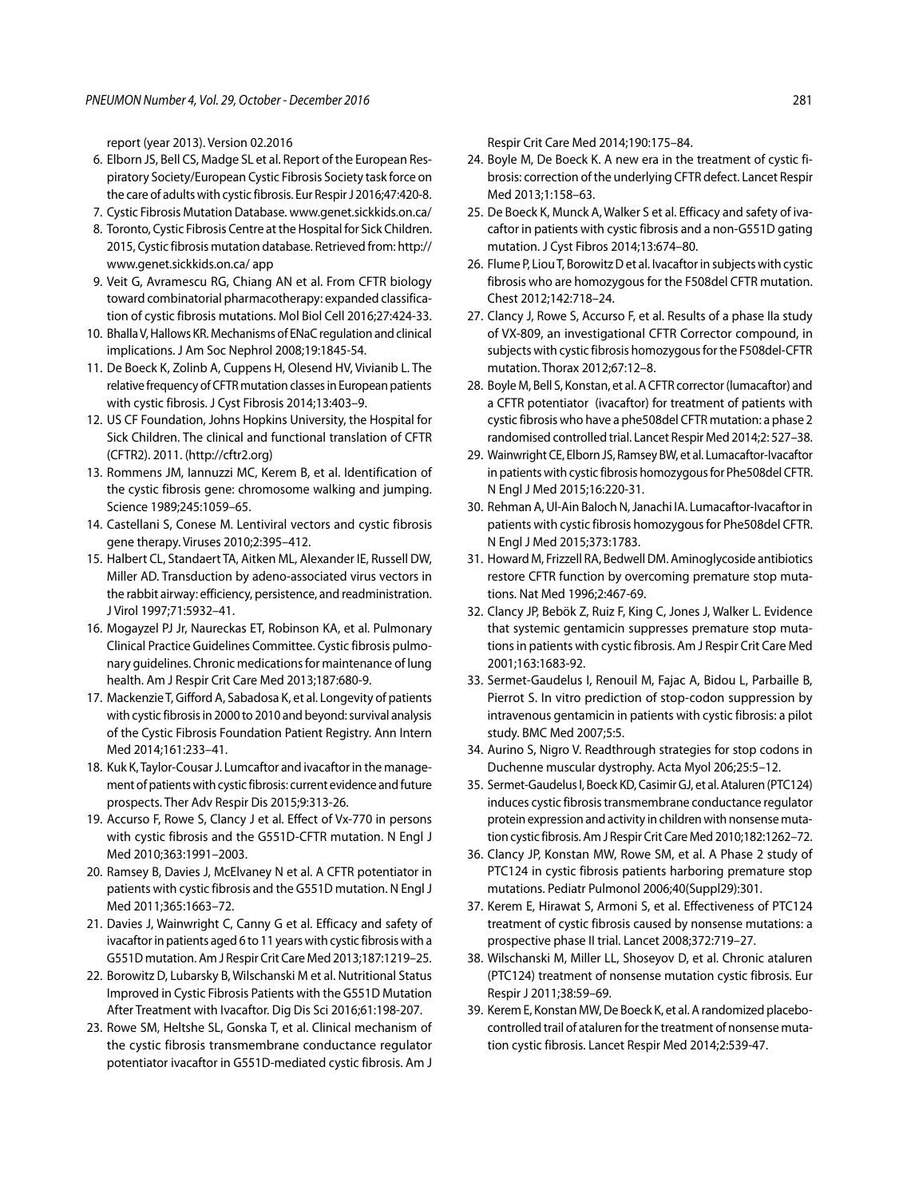report (year 2013). Version 02.2016

6. Elborn JS, Bell CS, Madge SL et al. Report of the European Respiratory Society/European Cystic Fibrosis Society task force on the care of adults with cystic fibrosis. Eur Respir J 2016;47:420-8.
7. Cystic Fibrosis Mutation Database. www.genet.sickkids.on.ca/
8. Toronto, Cystic Fibrosis Centre at the Hospital for Sick Children. 2015, Cystic fibrosis mutation database. Retrieved from: http://www.genet.sickkids.on.ca/ app
9. Veit G, Avramescu RG, Chiang AN et al. From CFTR biology toward combinatorial pharmacotherapy: expanded classification of cystic fibrosis mutations. Mol Biol Cell 2016;27:424-33.
10. Bhalla V, Hallows KR. Mechanisms of ENaC regulation and clinical implications. J Am Soc Nephrol 2008;19:1845-54.
11. De Boeck K, Zolinb A, Cuppens H, Olesend HV, Vivianib L. The relative frequency of CFTR mutation classes in European patients with cystic fibrosis. J Cyst Fibrosis 2014;13:403–9.
12. US CF Foundation, Johns Hopkins University, the Hospital for Sick Children. The clinical and functional translation of CFTR (CFTR2). 2011. (http://cftr2.org)
13. Rommens JM, Iannuzzi MC, Kerem B, et al. Identification of the cystic fibrosis gene: chromosome walking and jumping. Science 1989;245:1059–65.
14. Castellani S, Conese M. Lentiviral vectors and cystic fibrosis gene therapy. Viruses 2010;2:395–412.
15. Halbert CL, Standaert TA, Aitken ML, Alexander IE, Russell DW, Miller AD. Transduction by adeno-associated virus vectors in the rabbit airway: efficiency, persistence, and readministration. J Virol 1997;71:5932–41.
16. Mogayzel PJ Jr, Naureckas ET, Robinson KA, et al. Pulmonary Clinical Practice Guidelines Committee. Cystic fibrosis pulmonary guidelines. Chronic medications for maintenance of lung health. Am J Respir Crit Care Med 2013;187:680-9.
17. Mackenzie T, Gifford A, Sabadosa K, et al. Longevity of patients with cystic fibrosis in 2000 to 2010 and beyond: survival analysis of the Cystic Fibrosis Foundation Patient Registry. Ann Intern Med 2014;161:233–41.
18. Kuk K, Taylor-Cousar J. Lumcaftor and ivacaftor in the management of patients with cystic fibrosis: current evidence and future prospects. Ther Adv Respir Dis 2015;9:313-26.
19. Accurso F, Rowe S, Clancy J et al. Effect of Vx-770 in persons with cystic fibrosis and the G551D-CFTR mutation. N Engl J Med 2010;363:1991–2003.
20. Ramsey B, Davies J, McElvaney N et al. A CFTR potentiator in patients with cystic fibrosis and the G551D mutation. N Engl J Med 2011;365:1663–72.
21. Davies J, Wainwright C, Canny G et al. Efficacy and safety of ivacaftor in patients aged 6 to 11 years with cystic fibrosis with a G551D mutation. Am J Respir Crit Care Med 2013;187:1219–25.
22. Borowitz D, Lubarsky B, Wilschanski M et al. Nutritional Status Improved in Cystic Fibrosis Patients with the G551D Mutation After Treatment with Ivacaftor. Dig Dis Sci 2016;61:198-207.
23. Rowe SM, Heltshe SL, Gonska T, et al. Clinical mechanism of the cystic fibrosis transmembrane conductance regulator potentiator ivacaftor in G551D-mediated cystic fibrosis. Am J Respir Crit Care Med 2014;190:175–84.
24. Boyle M, De Boeck K. A new era in the treatment of cystic fibrosis: correction of the underlying CFTR defect. Lancet Respir Med 2013;1:158–63.
25. De Boeck K, Munck A, Walker S et al. Efficacy and safety of ivacaftor in patients with cystic fibrosis and a non-G551D gating mutation. J Cyst Fibros 2014;13:674–80.
26. Flume P, Liou T, Borowitz D et al. Ivacaftor in subjects with cystic fibrosis who are homozygous for the F508del CFTR mutation. Chest 2012;142:718–24.
27. Clancy J, Rowe S, Accurso F, et al. Results of a phase IIa study of VX-809, an investigational CFTR Corrector compound, in subjects with cystic fibrosis homozygous for the F508del-CFTR mutation. Thorax 2012;67:12–8.
28. Boyle M, Bell S, Konstan, et al. A CFTR corrector (lumacaftor) and a CFTR potentiator (ivacaftor) for treatment of patients with cystic fibrosis who have a phe508del CFTR mutation: a phase 2 randomised controlled trial. Lancet Respir Med 2014;2: 527–38.
29. Wainwright CE, Elborn JS, Ramsey BW, et al. Lumacaftor-Ivacaftor in patients with cystic fibrosis homozygous for Phe508del CFTR. N Engl J Med 2015;16:220-31.
30. Rehman A, Ul-Ain Baloch N, Janachi IA. Lumacaftor-Ivacaftor in patients with cystic fibrosis homozygous for Phe508del CFTR. N Engl J Med 2015;373:1783.
31. Howard M, Frizzell RA, Bedwell DM. Aminoglycoside antibiotics restore CFTR function by overcoming premature stop mutations. Nat Med 1996;2:467-69.
32. Clancy JP, Bebök Z, Ruiz F, King C, Jones J, Walker L. Evidence that systemic gentamicin suppresses premature stop mutations in patients with cystic fibrosis. Am J Respir Crit Care Med 2001;163:1683-92.
33. Sermet-Gaudelus I, Renouil M, Fajac A, Bidou L, Parbaille B, Pierrot S. In vitro prediction of stop-codon suppression by intravenous gentamicin in patients with cystic fibrosis: a pilot study. BMC Med 2007;5:5.
34. Aurino S, Nigro V. Readthrough strategies for stop codons in Duchenne muscular dystrophy. Acta Myol 206;25:5–12.
35. Sermet-Gaudelus I, Boeck KD, Casimir GJ, et al. Ataluren (PTC124) induces cystic fibrosis transmembrane conductance regulator protein expression and activity in children with nonsense mutation cystic fibrosis. Am J Respir Crit Care Med 2010;182:1262–72.
36. Clancy JP, Konstan MW, Rowe SM, et al. A Phase 2 study of PTC124 in cystic fibrosis patients harboring premature stop mutations. Pediatr Pulmonol 2006;40(Suppl29):301.
37. Kerem E, Hirawat S, Armoni S, et al. Effectiveness of PTC124 treatment of cystic fibrosis caused by nonsense mutations: a prospective phase II trial. Lancet 2008;372:719–27.
38. Wilschanski M, Miller LL, Shoseyov D, et al. Chronic ataluren (PTC124) treatment of nonsense mutation cystic fibrosis. Eur Respir J 2011;38:59–69.
39. Kerem E, Konstan MW, De Boeck K, et al. A randomized placebo-controlled trail of ataluren for the treatment of nonsense mutation cystic fibrosis. Lancet Respir Med 2014;2:539-47.